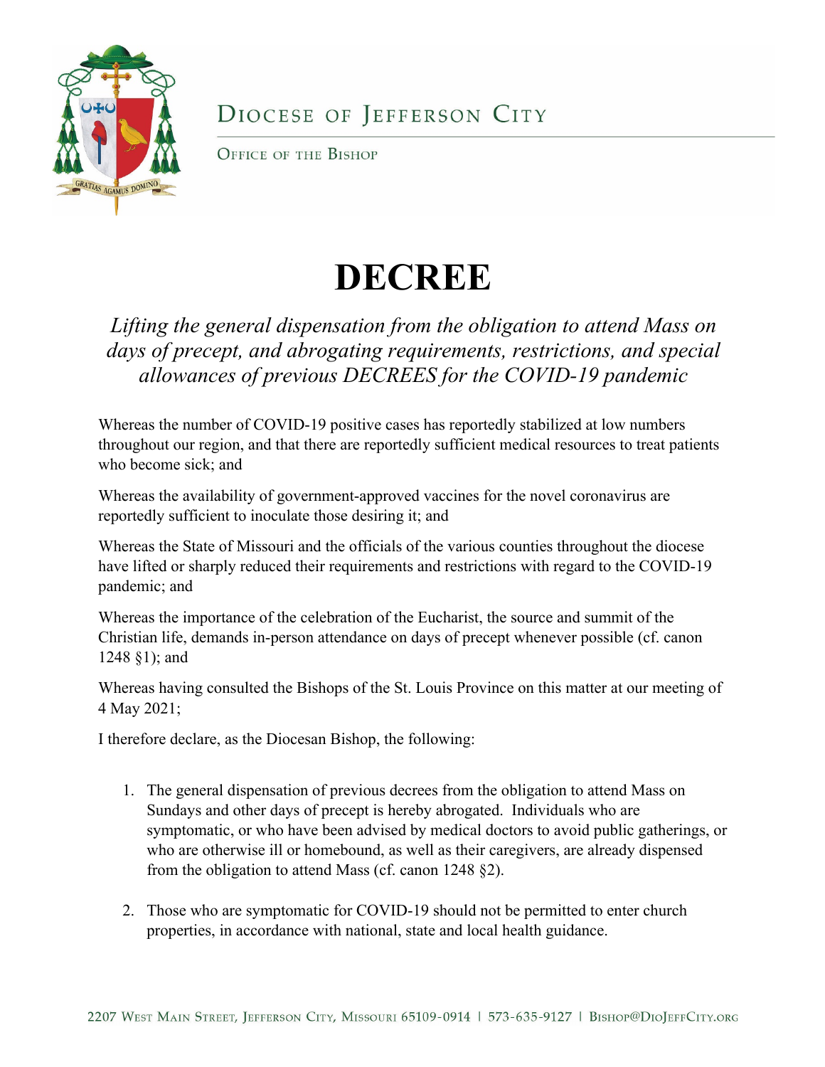Diocese of Jefferson City

Office of the Bishop

# DECREE

*Lifting the general dispensation from the obligation to attend Mass on days of precept, and abrogating requirements, restrictions, and special allowances of previous DECREES for the COVID-19 pandemic*

Whereas the number of COVID-19 positive cases has reportedly stabilized at low numbers throughout our region, and that there are reportedly sufficient medical resources to treat patients who become sick; and

Whereas the availability of government-approved vaccines for the novel coronavirus are reportedly sufficient to inoculate those desiring it; and

Whereas the State of Missouri and the officials of the various counties throughout the diocese have lifted or sharply reduced their requirements and restrictions with regard to the COVID-19 pandemic; and

Whereas the importance of the celebration of the Eucharist, the source and summit of the Christian life, demands in-person attendance on days of precept whenever possible (cf. canon 1248 §1); and

Whereas having consulted the Bishops of the St. Louis Province on this matter at our meeting of 4 May 2021;

I therefore declare, as the Diocesan Bishop, the following:

1. The general dispensation of previous decrees from the obligation to attend Mass on Sundays and other days of precept is hereby abrogated. Individuals who are symptomatic, or who have been advised by medical doctors to avoid public gatherings, or who are otherwise ill or homebound, as well as their caregivers, are already dispensed from the obligation to attend Mass (cf. canon 1248 §2).

2. Those who are symptomatic for COVID-19 should not be permitted to enter church properties, in accordance with national, state and local health guidance.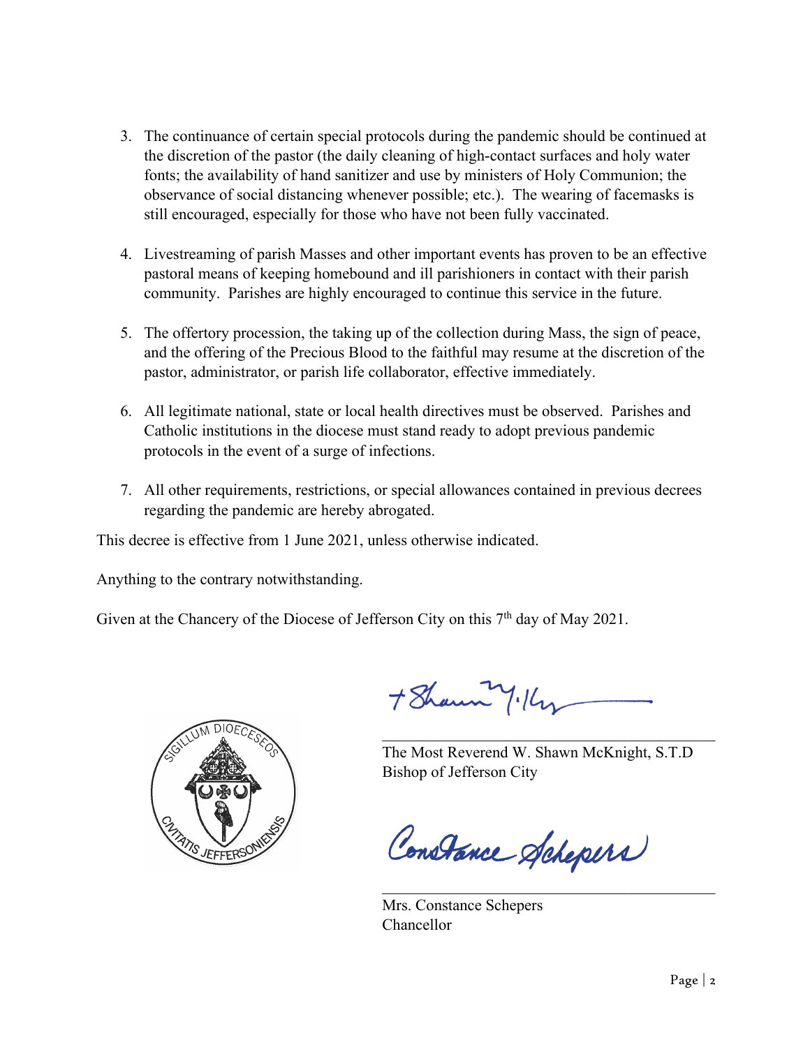3. The continuance of certain special protocols during the pandemic should be continued at the discretion of the pastor (the daily cleaning of high-contact surfaces and holy water fonts; the availability of hand sanitizer and use by ministers of Holy Communion; the observance of social distancing whenever possible; etc.). The wearing of facemasks is still encouraged, especially for those who have not been fully vaccinated.

4. Livestreaming of parish Masses and other important events has proven to be an effective pastoral means of keeping homebound and ill parishioners in contact with their parish community. Parishes are highly encouraged to continue this service in the future.

5. The offertory procession, the taking up of the collection during Mass, the sign of peace, and the offering of the Precious Blood to the faithful may resume at the discretion of the pastor, administrator, or parish life collaborator, effective immediately.

6. All legitimate national, state or local health directives must be observed. Parishes and Catholic institutions in the diocese must stand ready to adopt previous pandemic protocols in the event of a surge of infections.

7. All other requirements, restrictions, or special allowances contained in previous decrees regarding the pandemic are hereby abrogated.

This decree is effective from 1 June 2021, unless otherwise indicated.

Anything to the contrary notwithstanding.

Given at the Chancery of the Diocese of Jefferson City on this 7th day of May 2021.

SIGILLUM DIOECESEOS CIVITATIS JEFFERSONIENSIS

The Most Reverend W. Shawn McKnight, S.T.D
Bishop of Jefferson City

Mrs. Constance Schepers
Chancellor